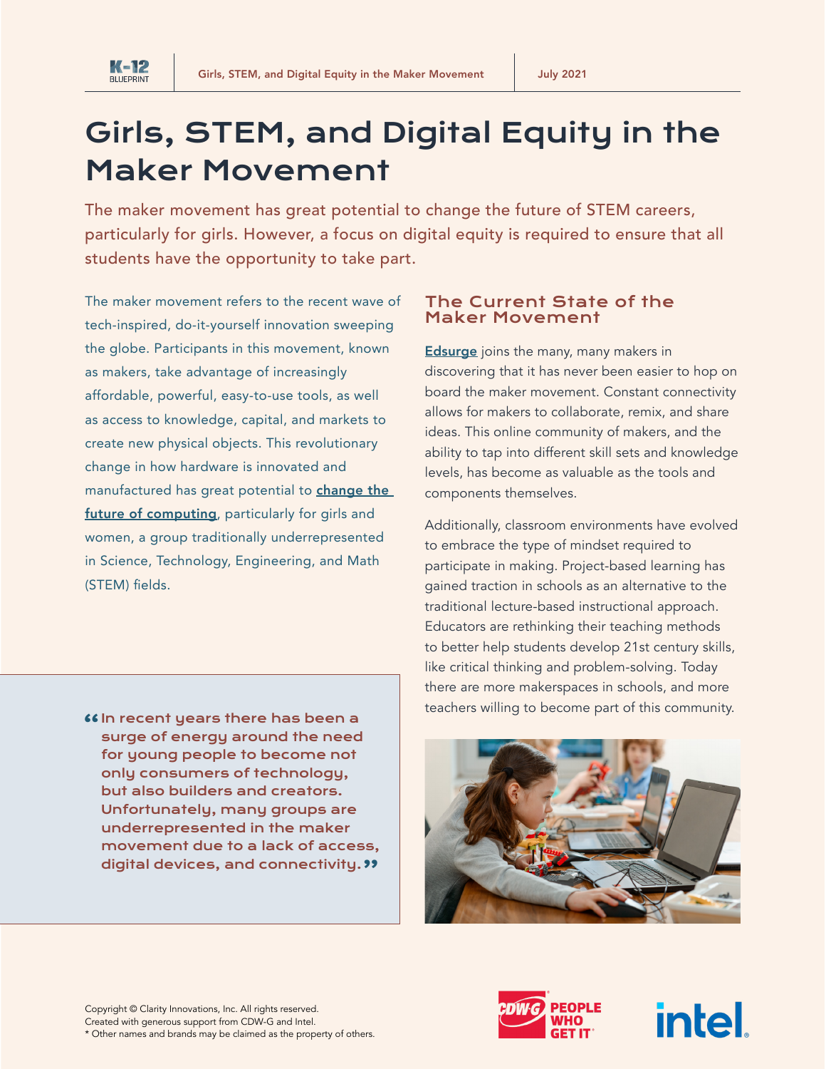# Girls, STEM, and Digital Equity in the Maker Movement

The maker movement has great potential to change the future of STEM careers, particularly for girls. However, a focus on digital equity is required to ensure that all students have the opportunity to take part.

The maker movement refers to the recent wave of tech-inspired, do-it-yourself innovation sweeping the globe. Participants in this movement, known as makers, take advantage of increasingly affordable, powerful, easy-to-use tools, as well as access to knowledge, capital, and markets to create new physical objects. This revolutionary change in how hardware is innovated and manufactured has great potential to **change the future of computing**, particularly for girls and women, a group traditionally underrepresented in Science, Technology, Engineering, and Math (STEM) fields.

> "In recent years there has been a surge of energy around the need for young people to become not only consumers of technology, but also builders and creators. Unfortunately, many groups are underrepresented in the maker movement due to a lack of access, digital devices, and connectivity."

## The Current State of the Maker Movement

**Edsurge** joins the many, many makers in discovering that it has never been easier to hop on board the maker movement. Constant connectivity allows for makers to collaborate, remix, and share ideas. This online community of makers, and the ability to tap into different skill sets and knowledge levels, has become as valuable as the tools and components themselves.

Additionally, classroom environments have evolved to embrace the type of mindset required to participate in making. Project-based learning has gained traction in schools as an alternative to the traditional lecture-based instructional approach. Educators are rethinking their teaching methods to better help students develop 21st century skills, like critical thinking and problem-solving. Today there are more makerspaces in schools, and more teachers willing to become part of this community.

Copyright © Clarity Innovations, Inc. All rights reserved.
Created with generous support from CDW-G and Intel.
* Other names and brands may be claimed as the property of others.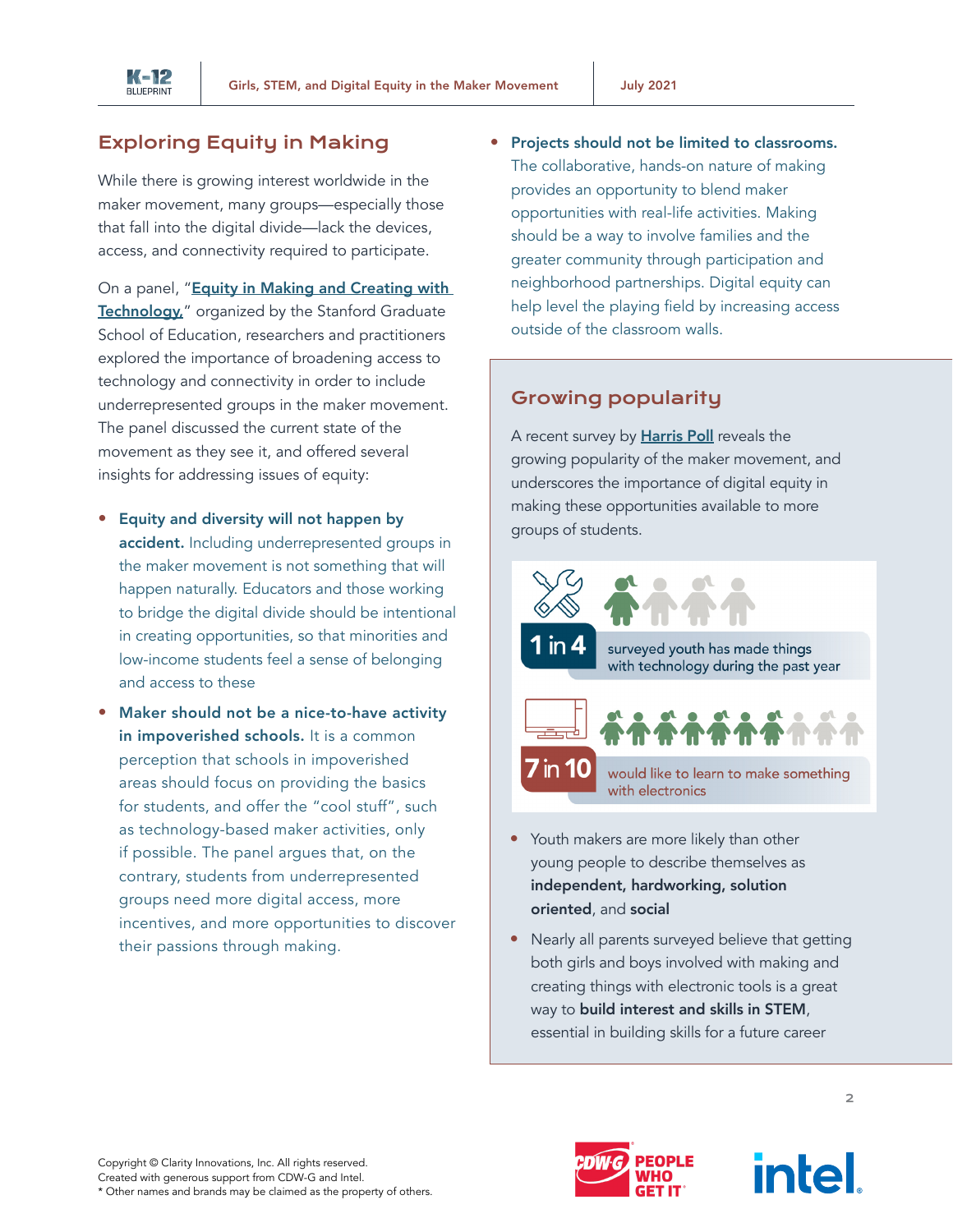## Exploring Equity in Making

While there is growing interest worldwide in the maker movement, many groups—especially those that fall into the digital divide—lack the devices, access, and connectivity required to participate.

On a panel, "[Equity in Making and Creating with Technology,](#)" organized by the Stanford Graduate School of Education, researchers and practitioners explored the importance of broadening access to technology and connectivity in order to include underrepresented groups in the maker movement. The panel discussed the current state of the movement as they see it, and offered several insights for addressing issues of equity:

- **Equity and diversity will not happen by accident.** Including underrepresented groups in the maker movement is not something that will happen naturally. Educators and those working to bridge the digital divide should be intentional in creating opportunities, so that minorities and low-income students feel a sense of belonging and access to these
- **Maker should not be a nice-to-have activity in impoverished schools.** It is a common perception that schools in impoverished areas should focus on providing the basics for students, and offer the "cool stuff", such as technology-based maker activities, only if possible. The panel argues that, on the contrary, students from underrepresented groups need more digital access, more incentives, and more opportunities to discover their passions through making.
- **Projects should not be limited to classrooms.** The collaborative, hands-on nature of making provides an opportunity to blend maker opportunities with real-life activities. Making should be a way to involve families and the greater community through participation and neighborhood partnerships. Digital equity can help level the playing field by increasing access outside of the classroom walls.

## Growing popularity

A recent survey by [Harris Poll](#) reveals the growing popularity of the maker movement, and underscores the importance of digital equity in making these opportunities available to more groups of students.

**1 in 4** surveyed youth has made things with technology during the past year

**7 in 10** would like to learn to make something with electronics

- Youth makers are more likely than other young people to describe themselves as **independent, hardworking, solution oriented**, and **social**
- Nearly all parents surveyed believe that getting both girls and boys involved with making and creating things with electronic tools is a great way to **build interest and skills in STEM**, essential in building skills for a future career

Copyright © Clarity Innovations, Inc. All rights reserved.
Created with generous support from CDW-G and Intel.
\* Other names and brands may be claimed as the property of others.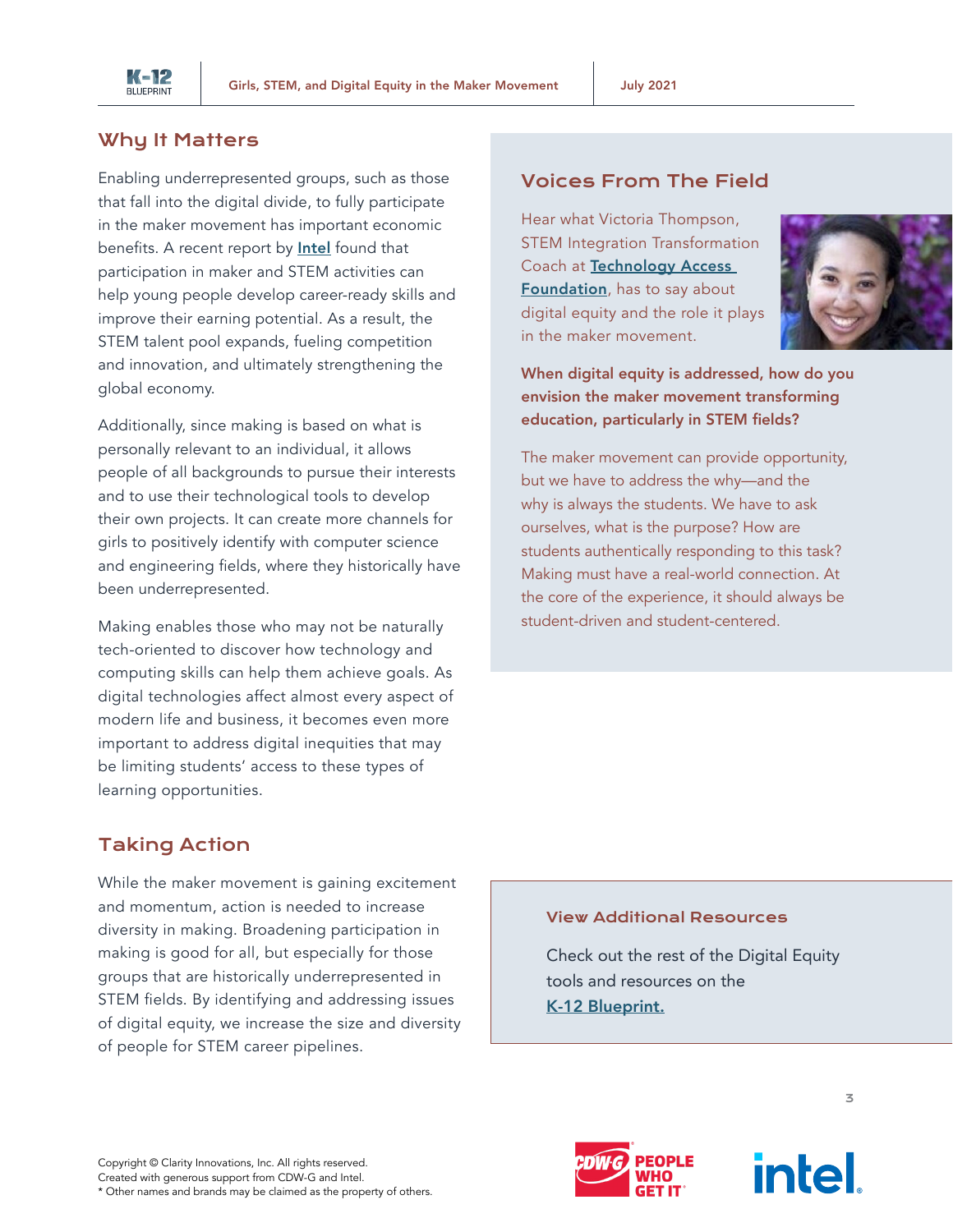## Why It Matters

Enabling underrepresented groups, such as those that fall into the digital divide, to fully participate in the maker movement has important economic benefits. A recent report by Intel found that participation in maker and STEM activities can help young people develop career-ready skills and improve their earning potential. As a result, the STEM talent pool expands, fueling competition and innovation, and ultimately strengthening the global economy.

Additionally, since making is based on what is personally relevant to an individual, it allows people of all backgrounds to pursue their interests and to use their technological tools to develop their own projects. It can create more channels for girls to positively identify with computer science and engineering fields, where they historically have been underrepresented.

Making enables those who may not be naturally tech-oriented to discover how technology and computing skills can help them achieve goals. As digital technologies affect almost every aspect of modern life and business, it becomes even more important to address digital inequities that may be limiting students' access to these types of learning opportunities.

## Taking Action

While the maker movement is gaining excitement and momentum, action is needed to increase diversity in making. Broadening participation in making is good for all, but especially for those groups that are historically underrepresented in STEM fields. By identifying and addressing issues of digital equity, we increase the size and diversity of people for STEM career pipelines.

## Voices From The Field

Hear what Victoria Thompson, STEM Integration Transformation Coach at Technology Access Foundation, has to say about digital equity and the role it plays in the maker movement.

**When digital equity is addressed, how do you envision the maker movement transforming education, particularly in STEM fields?**

The maker movement can provide opportunity, but we have to address the why—and the why is always the students. We have to ask ourselves, what is the purpose? How are students authentically responding to this task? Making must have a real-world connection. At the core of the experience, it should always be student-driven and student-centered.

### View Additional Resources

Check out the rest of the Digital Equity tools and resources on the K-12 Blueprint.

Copyright © Clarity Innovations, Inc. All rights reserved.
Created with generous support from CDW-G and Intel.
* Other names and brands may be claimed as the property of others.